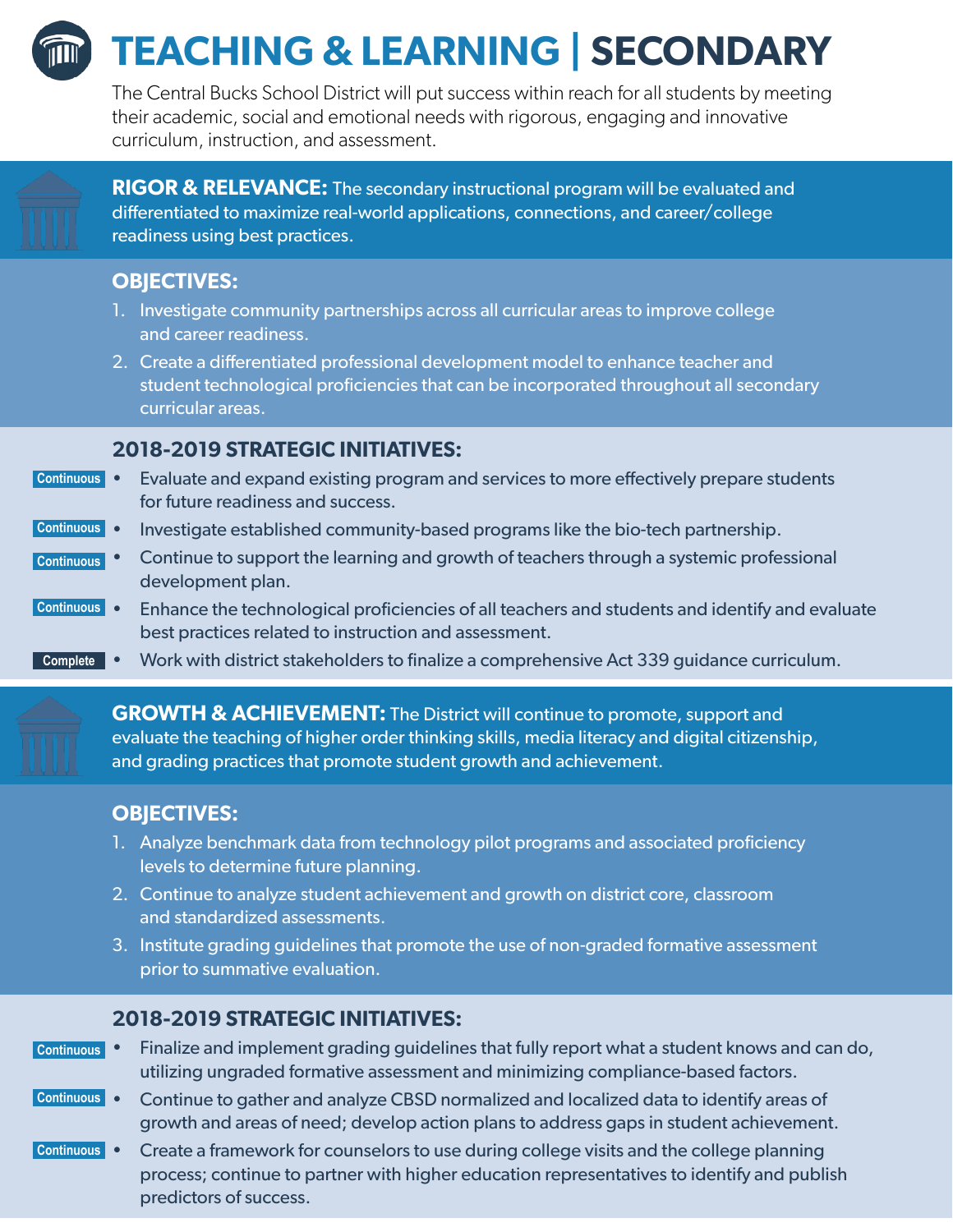# TEACHING & LEARNING | SECONDARY

The Central Bucks School District will put success within reach for all students by meeting their academic, social and emotional needs with rigorous, engaging and innovative curriculum, instruction, and assessment.

## RIGOR & RELEVANCE:

The secondary instructional program will be evaluated and differentiated to maximize real-world applications, connections, and career/college readiness using best practices.

### OBJECTIVES:

1. Investigate community partnerships across all curricular areas to improve college and career readiness.
2. Create a differentiated professional development model to enhance teacher and student technological proficiencies that can be incorporated throughout all secondary curricular areas.

### 2018-2019 STRATEGIC INITIATIVES:

- **Continuous** — Evaluate and expand existing program and services to more effectively prepare students for future readiness and success.
- **Continuous** — Investigate established community-based programs like the bio-tech partnership.
- **Continuous** — Continue to support the learning and growth of teachers through a systemic professional development plan.
- **Continuous** — Enhance the technological proficiencies of all teachers and students and identify and evaluate best practices related to instruction and assessment.
- **Complete** — Work with district stakeholders to finalize a comprehensive Act 339 guidance curriculum.

## GROWTH & ACHIEVEMENT:

The District will continue to promote, support and evaluate the teaching of higher order thinking skills, media literacy and digital citizenship, and grading practices that promote student growth and achievement.

### OBJECTIVES:

1. Analyze benchmark data from technology pilot programs and associated proficiency levels to determine future planning.
2. Continue to analyze student achievement and growth on district core, classroom and standardized assessments.
3. Institute grading guidelines that promote the use of non-graded formative assessment prior to summative evaluation.

### 2018-2019 STRATEGIC INITIATIVES:

- **Continuous** — Finalize and implement grading guidelines that fully report what a student knows and can do, utilizing ungraded formative assessment and minimizing compliance-based factors.
- **Continuous** — Continue to gather and analyze CBSD normalized and localized data to identify areas of growth and areas of need; develop action plans to address gaps in student achievement.
- **Continuous** — Create a framework for counselors to use during college visits and the college planning process; continue to partner with higher education representatives to identify and publish predictors of success.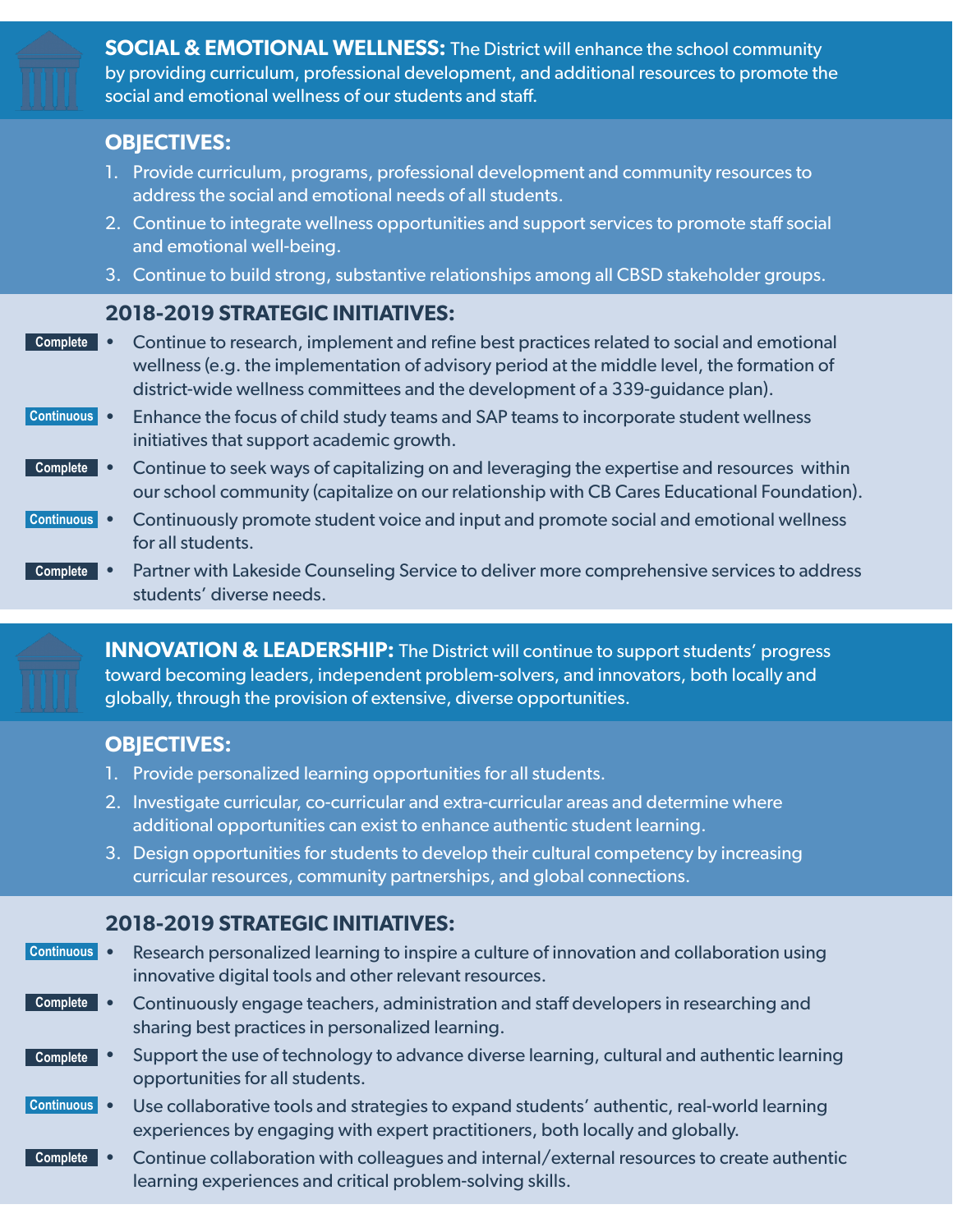## SOCIAL & EMOTIONAL WELLNESS:

The District will enhance the school community by providing curriculum, professional development, and additional resources to promote the social and emotional wellness of our students and staff.

### OBJECTIVES:

1. Provide curriculum, programs, professional development and community resources to address the social and emotional needs of all students.
2. Continue to integrate wellness opportunities and support services to promote staff social and emotional well-being.
3. Continue to build strong, substantive relationships among all CBSD stakeholder groups.

### 2018-2019 STRATEGIC INITIATIVES:

- **Complete** — Continue to research, implement and refine best practices related to social and emotional wellness (e.g. the implementation of advisory period at the middle level, the formation of district-wide wellness committees and the development of a 339-guidance plan).
- **Continuous** — Enhance the focus of child study teams and SAP teams to incorporate student wellness initiatives that support academic growth.
- **Complete** — Continue to seek ways of capitalizing on and leveraging the expertise and resources within our school community (capitalize on our relationship with CB Cares Educational Foundation).
- **Continuous** — Continuously promote student voice and input and promote social and emotional wellness for all students.
- **Complete** — Partner with Lakeside Counseling Service to deliver more comprehensive services to address students' diverse needs.

## INNOVATION & LEADERSHIP:

The District will continue to support students' progress toward becoming leaders, independent problem-solvers, and innovators, both locally and globally, through the provision of extensive, diverse opportunities.

### OBJECTIVES:

1. Provide personalized learning opportunities for all students.
2. Investigate curricular, co-curricular and extra-curricular areas and determine where additional opportunities can exist to enhance authentic student learning.
3. Design opportunities for students to develop their cultural competency by increasing curricular resources, community partnerships, and global connections.

### 2018-2019 STRATEGIC INITIATIVES:

- **Continuous** — Research personalized learning to inspire a culture of innovation and collaboration using innovative digital tools and other relevant resources.
- **Complete** — Continuously engage teachers, administration and staff developers in researching and sharing best practices in personalized learning.
- **Complete** — Support the use of technology to advance diverse learning, cultural and authentic learning opportunities for all students.
- **Continuous** — Use collaborative tools and strategies to expand students' authentic, real-world learning experiences by engaging with expert practitioners, both locally and globally.
- **Complete** — Continue collaboration with colleagues and internal/external resources to create authentic learning experiences and critical problem-solving skills.